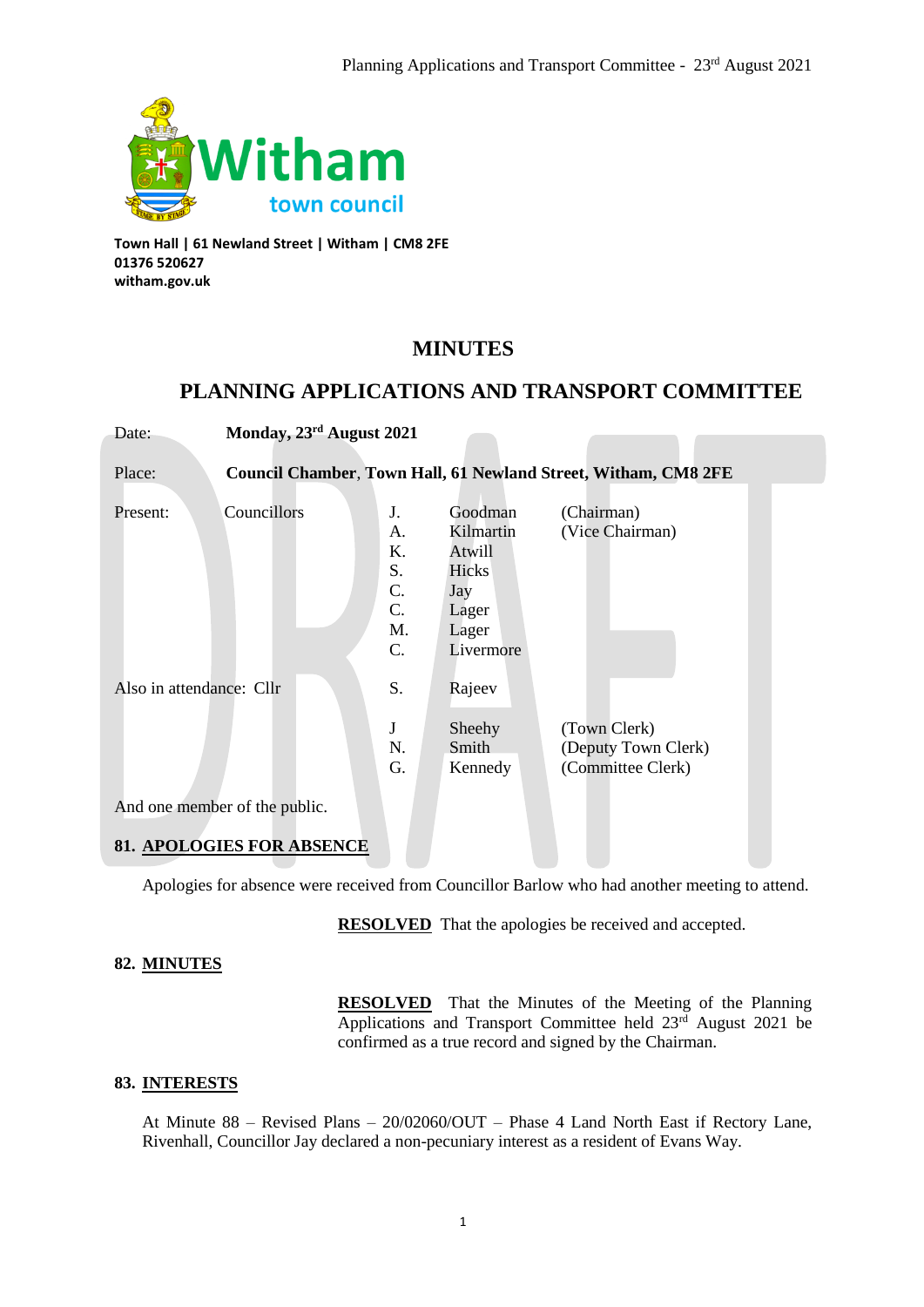Town Hall | 61 Newland Street | Witham | CM8 2FE
01376 520627
witham.gov.uk

# MINUTES

## PLANNING APPLICATIONS AND TRANSPORT COMMITTEE

| | | | | |
|---|---|---|---|---|
| Date: | **Monday, 23rd August 2021** | | | |
| Place: | **Council Chamber, Town Hall, 61 Newland Street, Witham, CM8 2FE** | | | |
| Present: | Councillors | J. | Goodman | (Chairman) |
| | | A. | Kilmartin | (Vice Chairman) |
| | | K. | Atwill | |
| | | S. | Hicks | |
| | | C. | Jay | |
| | | C. | Lager | |
| | | M. | Lager | |
| | | C. | Livermore | |
| Also in attendance: Cllr | | S. | Rajeev | |
| | | J | Sheehy | (Town Clerk) |
| | | N. | Smith | (Deputy Town Clerk) |
| | | G. | Kennedy | (Committee Clerk) |

And one member of the public.

### 81. APOLOGIES FOR ABSENCE

Apologies for absence were received from Councillor Barlow who had another meeting to attend.

**RESOLVED** That the apologies be received and accepted.

### 82. MINUTES

**RESOLVED** That the Minutes of the Meeting of the Planning Applications and Transport Committee held 23rd August 2021 be confirmed as a true record and signed by the Chairman.

### 83. INTERESTS

At Minute 88 – Revised Plans – 20/02060/OUT – Phase 4 Land North East if Rectory Lane, Rivenhall, Councillor Jay declared a non-pecuniary interest as a resident of Evans Way.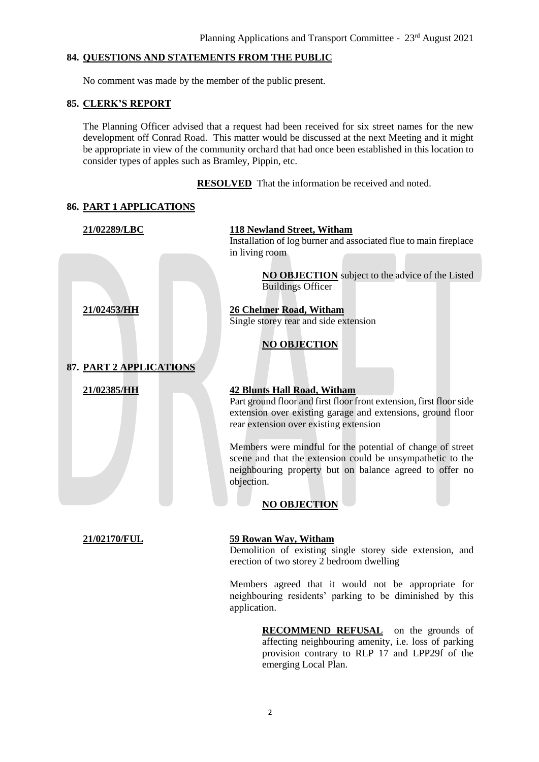## 84. QUESTIONS AND STATEMENTS FROM THE PUBLIC

No comment was made by the member of the public present.

## 85. CLERK'S REPORT

The Planning Officer advised that a request had been received for six street names for the new development off Conrad Road. This matter would be discussed at the next Meeting and it might be appropriate in view of the community orchard that had once been established in this location to consider types of apples such as Bramley, Pippin, etc.

**RESOLVED** That the information be received and noted.

## 86. PART 1 APPLICATIONS

**21/02289/LBC** — **118 Newland Street, Witham**

Installation of log burner and associated flue to main fireplace in living room

**NO OBJECTION** subject to the advice of the Listed Buildings Officer

**21/02453/HH** — **26 Chelmer Road, Witham**

Single storey rear and side extension

**NO OBJECTION**

## 87. PART 2 APPLICATIONS

**21/02385/HH** — **42 Blunts Hall Road, Witham**

Part ground floor and first floor front extension, first floor side extension over existing garage and extensions, ground floor rear extension over existing extension

Members were mindful for the potential of change of street scene and that the extension could be unsympathetic to the neighbouring property but on balance agreed to offer no objection.

**NO OBJECTION**

**21/02170/FUL** — **59 Rowan Way, Witham**

Demolition of existing single storey side extension, and erection of two storey 2 bedroom dwelling

Members agreed that it would not be appropriate for neighbouring residents' parking to be diminished by this application.

**RECOMMEND REFUSAL** on the grounds of affecting neighbouring amenity, i.e. loss of parking provision contrary to RLP 17 and LPP29f of the emerging Local Plan.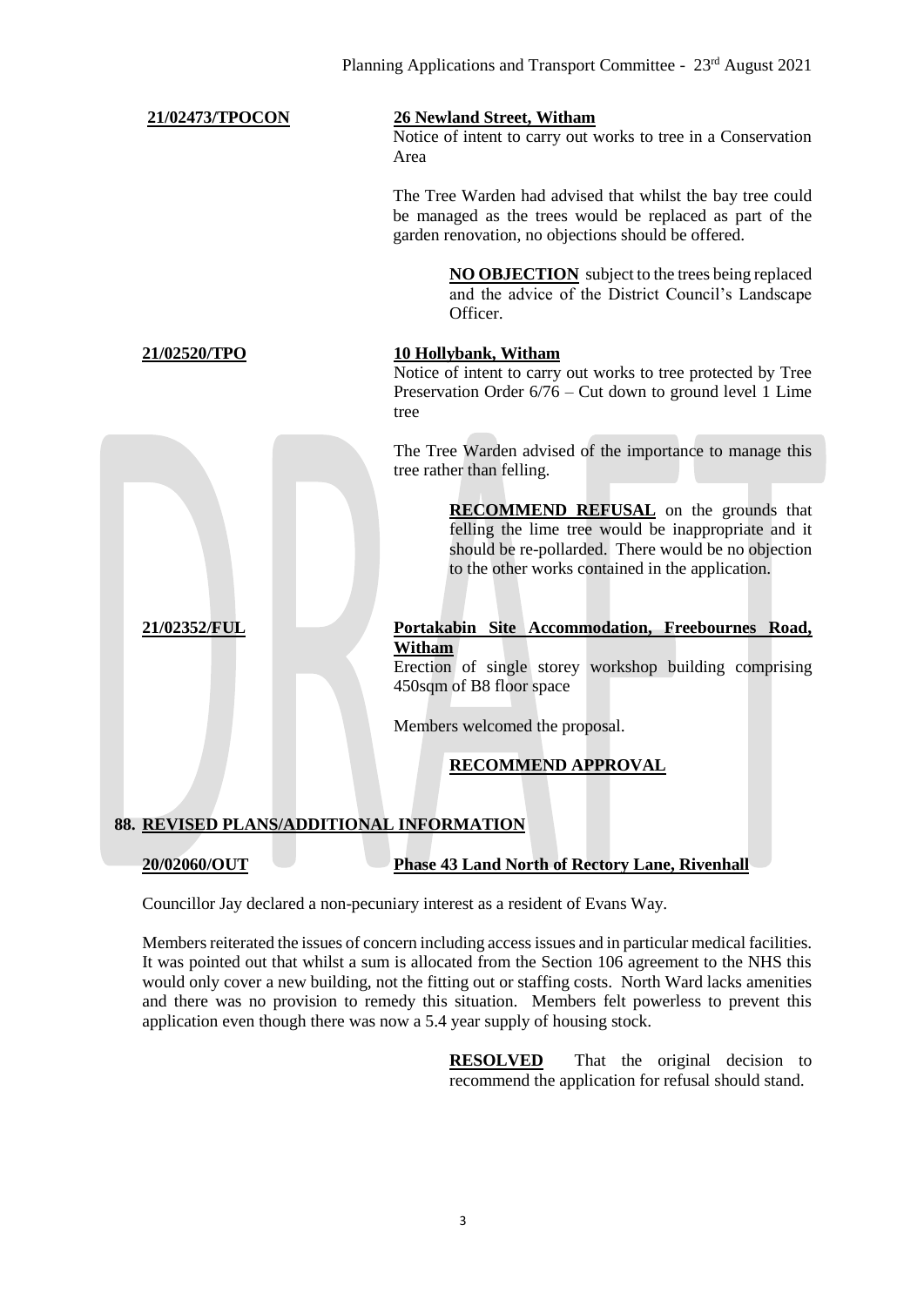**21/02473/TPOCON** — **26 Newland Street, Witham**

Notice of intent to carry out works to tree in a Conservation Area

The Tree Warden had advised that whilst the bay tree could be managed as the trees would be replaced as part of the garden renovation, no objections should be offered.

> **NO OBJECTION** subject to the trees being replaced and the advice of the District Council's Landscape Officer.

**21/02520/TPO** — **10 Hollybank, Witham**

Notice of intent to carry out works to tree protected by Tree Preservation Order 6/76 – Cut down to ground level 1 Lime tree

The Tree Warden advised of the importance to manage this tree rather than felling.

> **RECOMMEND REFUSAL** on the grounds that felling the lime tree would be inappropriate and it should be re-pollarded. There would be no objection to the other works contained in the application.

**21/02352/FUL** — **Portakabin Site Accommodation, Freebournes Road, Witham**

Erection of single storey workshop building comprising 450sqm of B8 floor space

Members welcomed the proposal.

> **RECOMMEND APPROVAL**

## 88. REVISED PLANS/ADDITIONAL INFORMATION

**20/02060/OUT** — **Phase 43 Land North of Rectory Lane, Rivenhall**

Councillor Jay declared a non-pecuniary interest as a resident of Evans Way.

Members reiterated the issues of concern including access issues and in particular medical facilities. It was pointed out that whilst a sum is allocated from the Section 106 agreement to the NHS this would only cover a new building, not the fitting out or staffing costs. North Ward lacks amenities and there was no provision to remedy this situation. Members felt powerless to prevent this application even though there was now a 5.4 year supply of housing stock.

> **RESOLVED** That the original decision to recommend the application for refusal should stand.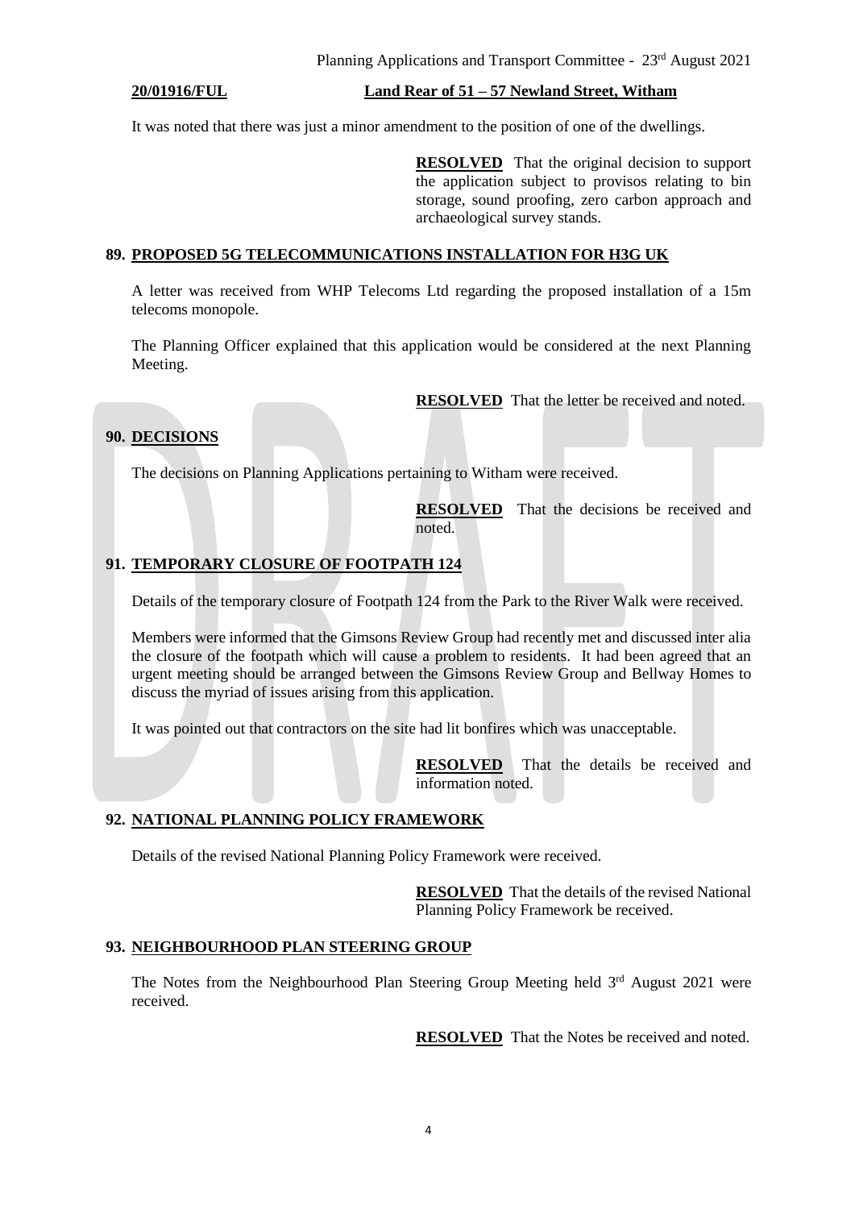**20/01916/FUL** **Land Rear of 51 – 57 Newland Street, Witham**

It was noted that there was just a minor amendment to the position of one of the dwellings.

> **RESOLVED** That the original decision to support the application subject to provisos relating to bin storage, sound proofing, zero carbon approach and archaeological survey stands.

## 89. PROPOSED 5G TELECOMMUNICATIONS INSTALLATION FOR H3G UK

A letter was received from WHP Telecoms Ltd regarding the proposed installation of a 15m telecoms monopole.

The Planning Officer explained that this application would be considered at the next Planning Meeting.

> **RESOLVED** That the letter be received and noted.

## 90. DECISIONS

The decisions on Planning Applications pertaining to Witham were received.

> **RESOLVED** That the decisions be received and noted.

## 91. TEMPORARY CLOSURE OF FOOTPATH 124

Details of the temporary closure of Footpath 124 from the Park to the River Walk were received.

Members were informed that the Gimsons Review Group had recently met and discussed inter alia the closure of the footpath which will cause a problem to residents. It had been agreed that an urgent meeting should be arranged between the Gimsons Review Group and Bellway Homes to discuss the myriad of issues arising from this application.

It was pointed out that contractors on the site had lit bonfires which was unacceptable.

> **RESOLVED** That the details be received and information noted.

## 92. NATIONAL PLANNING POLICY FRAMEWORK

Details of the revised National Planning Policy Framework were received.

> **RESOLVED** That the details of the revised National Planning Policy Framework be received.

## 93. NEIGHBOURHOOD PLAN STEERING GROUP

The Notes from the Neighbourhood Plan Steering Group Meeting held 3rd August 2021 were received.

> **RESOLVED** That the Notes be received and noted.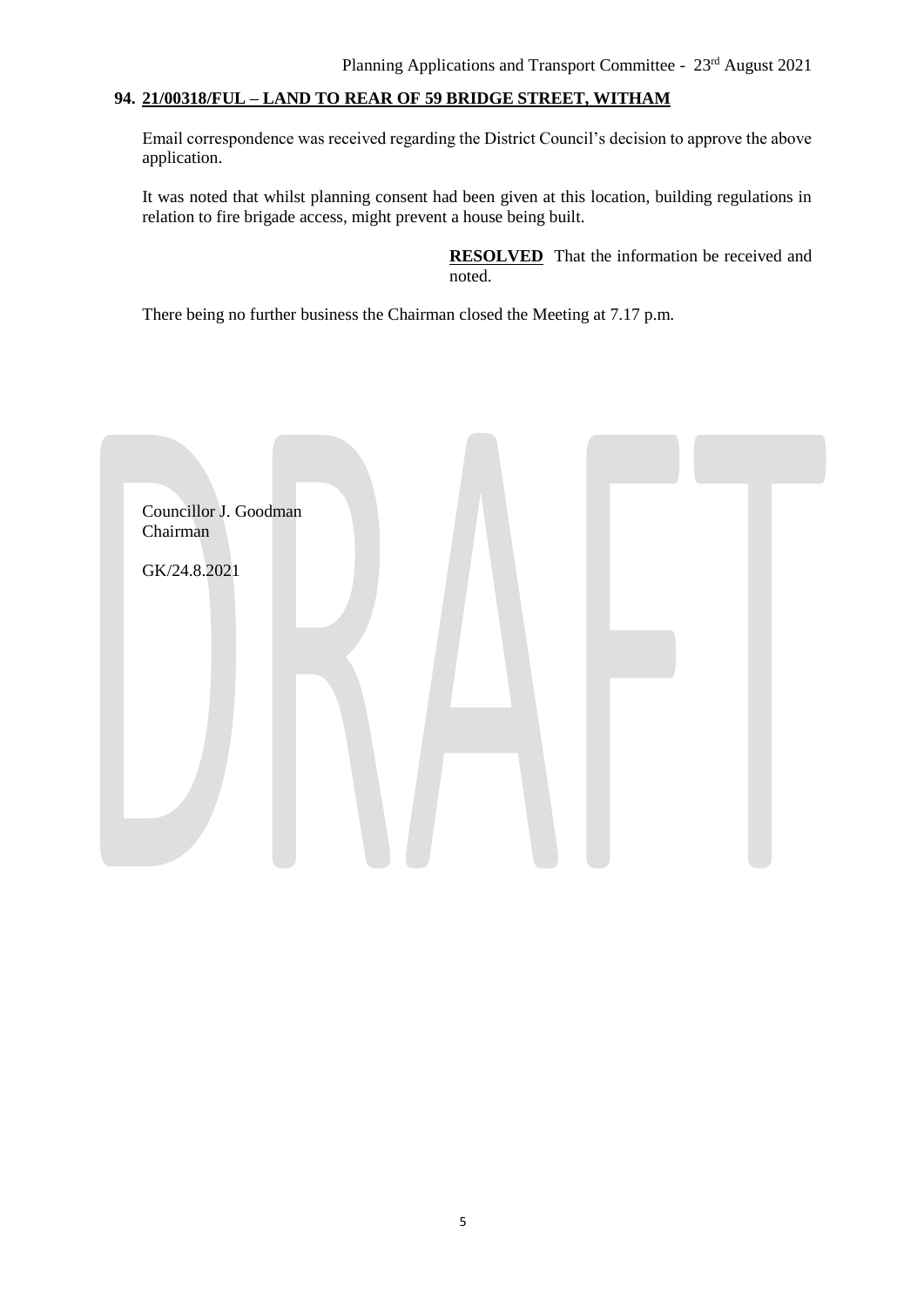## 94. 21/00318/FUL – LAND TO REAR OF 59 BRIDGE STREET, WITHAM

Email correspondence was received regarding the District Council's decision to approve the above application.

It was noted that whilst planning consent had been given at this location, building regulations in relation to fire brigade access, might prevent a house being built.

**RESOLVED** That the information be received and noted.

There being no further business the Chairman closed the Meeting at 7.17 p.m.

Councillor J. Goodman
Chairman

GK/24.8.2021

DRAFT